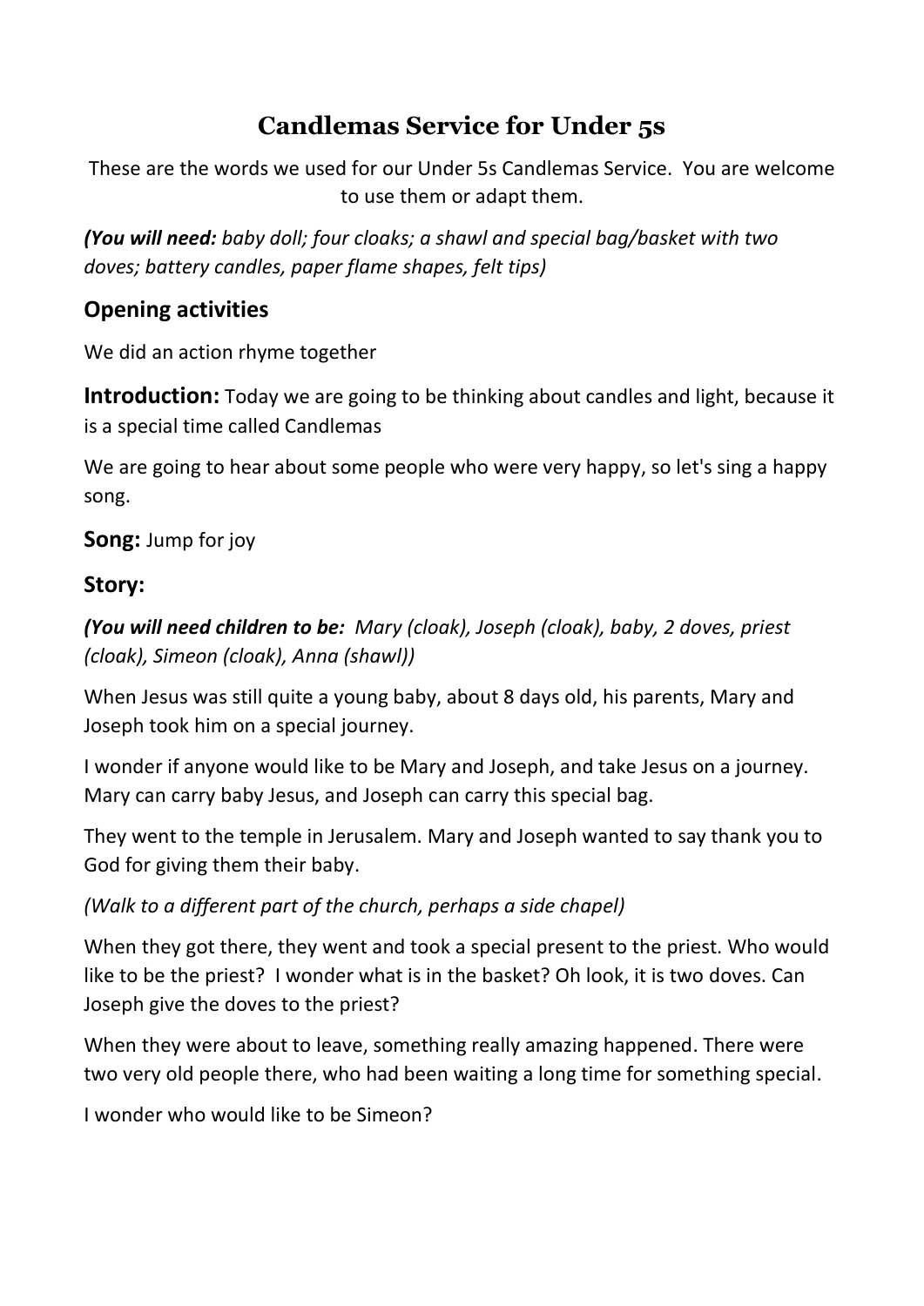# Candlemas Service for Under 5s

These are the words we used for our Under 5s Candlemas Service. You are welcome to use them or adapt them.

***(You will need:** baby doll; four cloaks; a shawl and special bag/basket with two doves; battery candles, paper flame shapes, felt tips)*

## Opening activities

We did an action rhyme together

**Introduction:** Today we are going to be thinking about candles and light, because it is a special time called Candlemas

We are going to hear about some people who were very happy, so let's sing a happy song.

**Song:** Jump for joy

## Story:

***(You will need children to be:** Mary (cloak), Joseph (cloak), baby, 2 doves, priest (cloak), Simeon (cloak), Anna (shawl))*

When Jesus was still quite a young baby, about 8 days old, his parents, Mary and Joseph took him on a special journey.

I wonder if anyone would like to be Mary and Joseph, and take Jesus on a journey. Mary can carry baby Jesus, and Joseph can carry this special bag.

They went to the temple in Jerusalem. Mary and Joseph wanted to say thank you to God for giving them their baby.

*(Walk to a different part of the church, perhaps a side chapel)*

When they got there, they went and took a special present to the priest. Who would like to be the priest? I wonder what is in the basket? Oh look, it is two doves. Can Joseph give the doves to the priest?

When they were about to leave, something really amazing happened. There were two very old people there, who had been waiting a long time for something special.

I wonder who would like to be Simeon?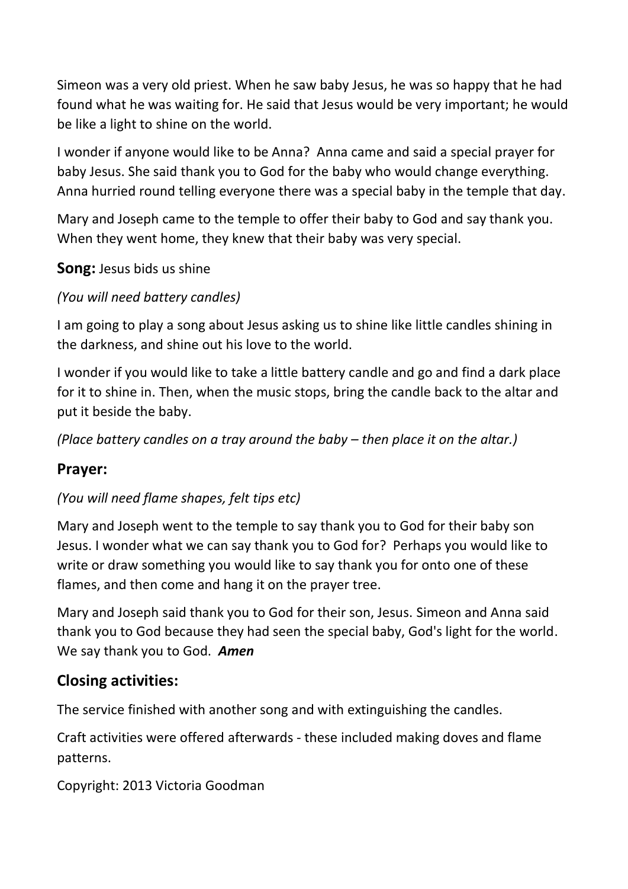Simeon was a very old priest. When he saw baby Jesus, he was so happy that he had found what he was waiting for. He said that Jesus would be very important; he would be like a light to shine on the world.

I wonder if anyone would like to be Anna? Anna came and said a special prayer for baby Jesus. She said thank you to God for the baby who would change everything. Anna hurried round telling everyone there was a special baby in the temple that day.

Mary and Joseph came to the temple to offer their baby to God and say thank you. When they went home, they knew that their baby was very special.

**Song:** Jesus bids us shine

*(You will need battery candles)*

I am going to play a song about Jesus asking us to shine like little candles shining in the darkness, and shine out his love to the world.

I wonder if you would like to take a little battery candle and go and find a dark place for it to shine in. Then, when the music stops, bring the candle back to the altar and put it beside the baby.

*(Place battery candles on a tray around the baby – then place it on the altar.)*

## Prayer:

*(You will need flame shapes, felt tips etc)*

Mary and Joseph went to the temple to say thank you to God for their baby son Jesus. I wonder what we can say thank you to God for? Perhaps you would like to write or draw something you would like to say thank you for onto one of these flames, and then come and hang it on the prayer tree.

Mary and Joseph said thank you to God for their son, Jesus. Simeon and Anna said thank you to God because they had seen the special baby, God's light for the world. We say thank you to God. ***Amen***

## Closing activities:

The service finished with another song and with extinguishing the candles.

Craft activities were offered afterwards - these included making doves and flame patterns.

Copyright: 2013 Victoria Goodman